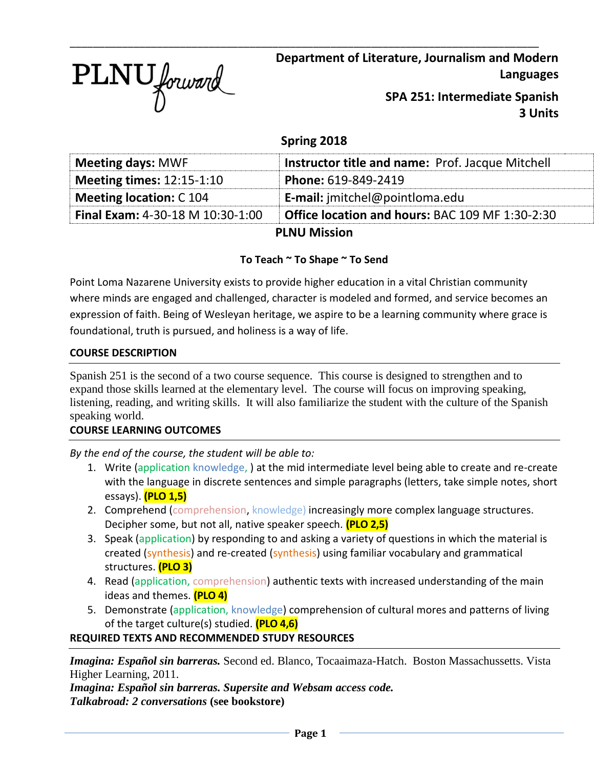PLNU forward

**Department of Literature, Journalism and Modern Languages**

**SPA 251: Intermediate Spanish**
**3 Units**

**Spring 2018**

| **Meeting days:** MWF | **Instructor title and name:** Prof. Jacque Mitchell |
|---|---|
| **Meeting times:** 12:15-1:10 | **Phone:** 619-849-2419 |
| **Meeting location:** C 104 | **E-mail:** jmitchel@pointloma.edu |
| **Final Exam:** 4-30-18 M 10:30-1:00 | **Office location and hours:** BAC 109 MF 1:30-2:30 |

## PLNU Mission

**To Teach ~ To Shape ~ To Send**

Point Loma Nazarene University exists to provide higher education in a vital Christian community where minds are engaged and challenged, character is modeled and formed, and service becomes an expression of faith. Being of Wesleyan heritage, we aspire to be a learning community where grace is foundational, truth is pursued, and holiness is a way of life.

### COURSE DESCRIPTION

Spanish 251 is the second of a two course sequence. This course is designed to strengthen and to expand those skills learned at the elementary level. The course will focus on improving speaking, listening, reading, and writing skills. It will also familiarize the student with the culture of the Spanish speaking world.

### COURSE LEARNING OUTCOMES

*By the end of the course, the student will be able to:*

1. Write (application knowledge, ) at the mid intermediate level being able to create and re-create with the language in discrete sentences and simple paragraphs (letters, take simple notes, short essays). **(PLO 1,5)**
2. Comprehend (comprehension, knowledge) increasingly more complex language structures. Decipher some, but not all, native speaker speech. **(PLO 2,5)**
3. Speak (application) by responding to and asking a variety of questions in which the material is created (synthesis) and re-created (synthesis) using familiar vocabulary and grammatical structures. **(PLO 3)**
4. Read (application, comprehension) authentic texts with increased understanding of the main ideas and themes. **(PLO 4)**
5. Demonstrate (application, knowledge) comprehension of cultural mores and patterns of living of the target culture(s) studied. **(PLO 4,6)**

### REQUIRED TEXTS AND RECOMMENDED STUDY RESOURCES

***Imagina: Español sin barreras.*** Second ed. Blanco, Tocaaimaza-Hatch. Boston Massachussetts. Vista Higher Learning, 2011.

***Imagina: Español sin barreras. Supersite and Websam access code.***

***Talkabroad: 2 conversations* (see bookstore)**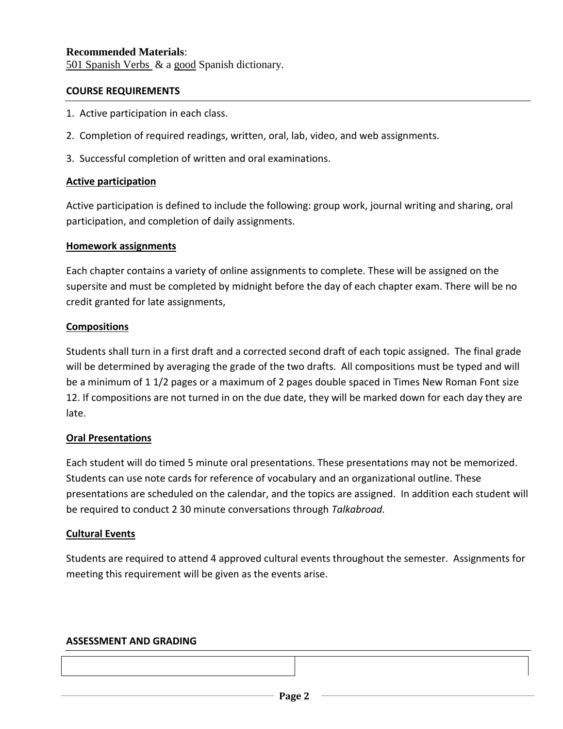**Recommended Materials**:
501 Spanish Verbs & a good Spanish dictionary.

## COURSE REQUIREMENTS

1. Active participation in each class.
2. Completion of required readings, written, oral, lab, video, and web assignments.
3. Successful completion of written and oral examinations.

### Active participation

Active participation is defined to include the following: group work, journal writing and sharing, oral participation, and completion of daily assignments.

### Homework assignments

Each chapter contains a variety of online assignments to complete. These will be assigned on the supersite and must be completed by midnight before the day of each chapter exam. There will be no credit granted for late assignments,

### Compositions

Students shall turn in a first draft and a corrected second draft of each topic assigned. The final grade will be determined by averaging the grade of the two drafts. All compositions must be typed and will be a minimum of 1 1/2 pages or a maximum of 2 pages double spaced in Times New Roman Font size 12. If compositions are not turned in on the due date, they will be marked down for each day they are late.

### Oral Presentations

Each student will do timed 5 minute oral presentations. These presentations may not be memorized. Students can use note cards for reference of vocabulary and an organizational outline. These presentations are scheduled on the calendar, and the topics are assigned. In addition each student will be required to conduct 2 30 minute conversations through *Talkabroad*.

### Cultural Events

Students are required to attend 4 approved cultural events throughout the semester. Assignments for meeting this requirement will be given as the events arise.

## ASSESSMENT AND GRADING

| | |
|---|---|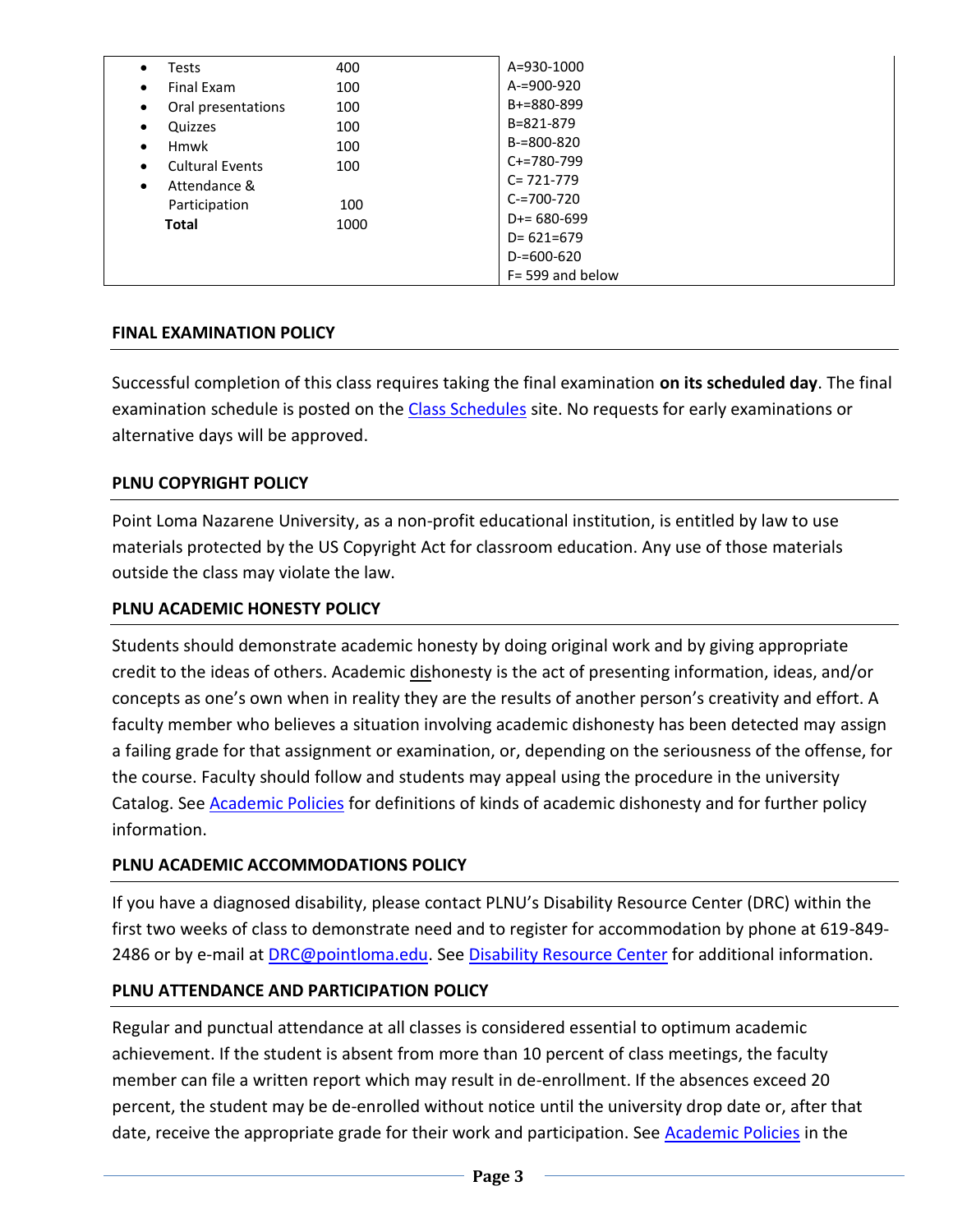| Component | Points | Grade Scale |
|---|---|---|
| • Tests | 400 | A=930-1000 |
| • Final Exam | 100 | A-=900-920 |
| • Oral presentations | 100 | B+=880-899 |
| • Quizzes | 100 | B=821-879 |
| • Hmwk | 100 | B-=800-820 |
| • Cultural Events | 100 | C+=780-799 |
| • Attendance & Participation | 100 | C= 721-779 |
| **Total** | 1000 | C-=700-720 |
| | | D+= 680-699 |
| | | D= 621=679 |
| | | D-=600-620 |
| | | F= 599 and below |

**FINAL EXAMINATION POLICY**

Successful completion of this class requires taking the final examination **on its scheduled day**. The final examination schedule is posted on the Class Schedules site. No requests for early examinations or alternative days will be approved.

**PLNU COPYRIGHT POLICY**

Point Loma Nazarene University, as a non-profit educational institution, is entitled by law to use materials protected by the US Copyright Act for classroom education. Any use of those materials outside the class may violate the law.

**PLNU ACADEMIC HONESTY POLICY**

Students should demonstrate academic honesty by doing original work and by giving appropriate credit to the ideas of others. Academic dishonesty is the act of presenting information, ideas, and/or concepts as one's own when in reality they are the results of another person's creativity and effort. A faculty member who believes a situation involving academic dishonesty has been detected may assign a failing grade for that assignment or examination, or, depending on the seriousness of the offense, for the course. Faculty should follow and students may appeal using the procedure in the university Catalog. See Academic Policies for definitions of kinds of academic dishonesty and for further policy information.

**PLNU ACADEMIC ACCOMMODATIONS POLICY**

If you have a diagnosed disability, please contact PLNU's Disability Resource Center (DRC) within the first two weeks of class to demonstrate need and to register for accommodation by phone at 619-849-2486 or by e-mail at DRC@pointloma.edu. See Disability Resource Center for additional information.

**PLNU ATTENDANCE AND PARTICIPATION POLICY**

Regular and punctual attendance at all classes is considered essential to optimum academic achievement. If the student is absent from more than 10 percent of class meetings, the faculty member can file a written report which may result in de-enrollment. If the absences exceed 20 percent, the student may be de-enrolled without notice until the university drop date or, after that date, receive the appropriate grade for their work and participation. See Academic Policies in the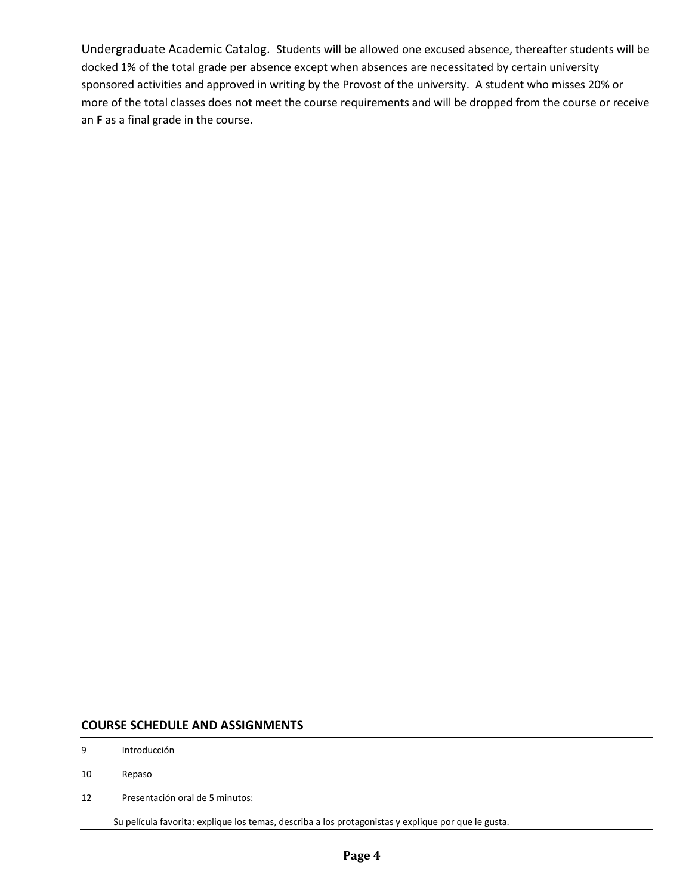Undergraduate Academic Catalog. Students will be allowed one excused absence, thereafter students will be docked 1% of the total grade per absence except when absences are necessitated by certain university sponsored activities and approved in writing by the Provost of the university. A student who misses 20% or more of the total classes does not meet the course requirements and will be dropped from the course or receive an **F** as a final grade in the course.

## COURSE SCHEDULE AND ASSIGNMENTS

9 Introducción

10 Repaso

12 Presentación oral de 5 minutos:

Su película favorita: explique los temas, describa a los protagonistas y explique por que le gusta.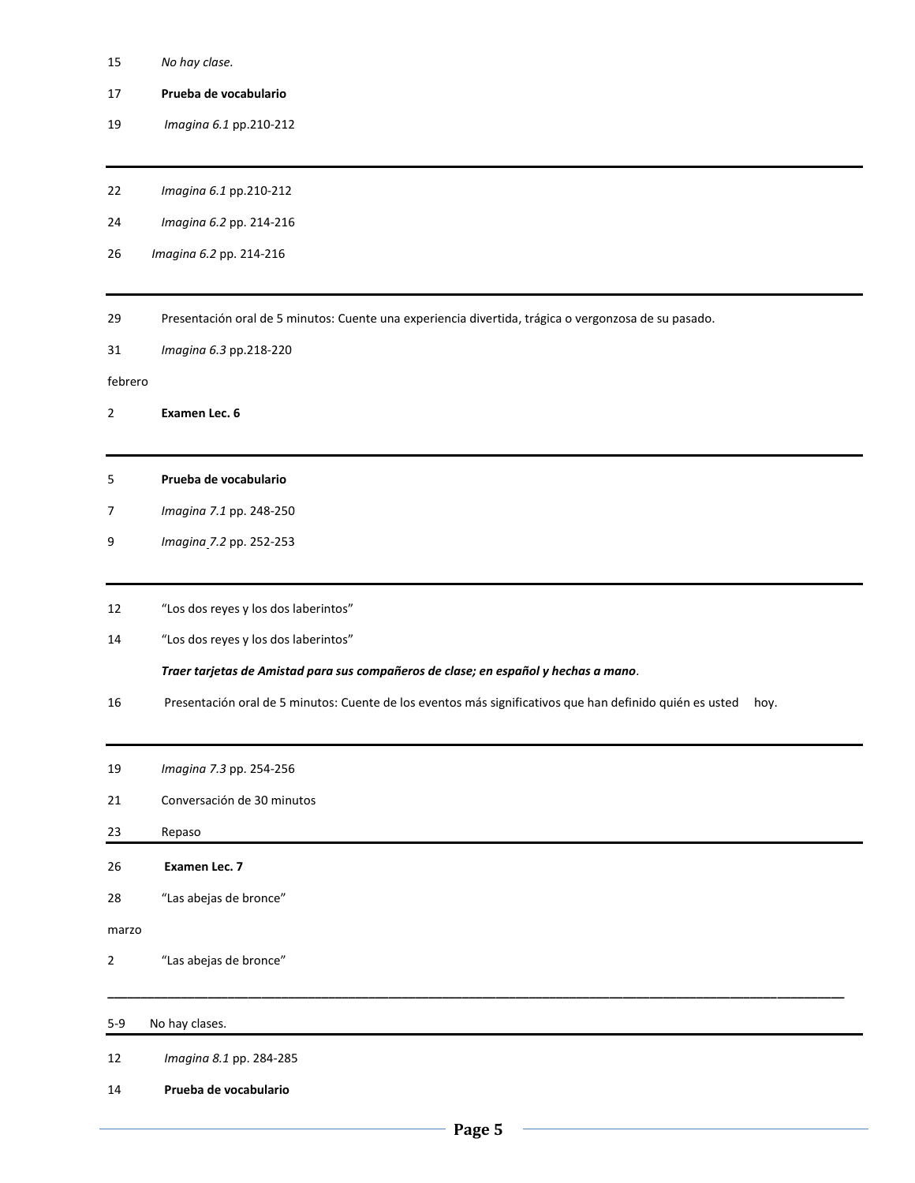15 *No hay clase.*

17 **Prueba de vocabulario**

19 *Imagina 6.1* pp.210-212

---

22 *Imagina 6.1* pp.210-212

24 *Imagina 6.2* pp. 214-216

26 *Imagina 6.2* pp. 214-216

---

29 Presentación oral de 5 minutos: Cuente una experiencia divertida, trágica o vergonzosa de su pasado.

31 *Imagina 6.3* pp.218-220

febrero

2 **Examen Lec. 6**

---

5 **Prueba de vocabulario**

7 *Imagina 7.1* pp. 248-250

9 *Imagina 7.2* pp. 252-253

---

12 "Los dos reyes y los dos laberintos"

14 "Los dos reyes y los dos laberintos"

***Traer tarjetas de Amistad para sus compañeros de clase; en español y hechas a mano***.

16 Presentación oral de 5 minutos: Cuente de los eventos más significativos que han definido quién es usted hoy.

---

19 *Imagina 7.3* pp. 254-256

21 Conversación de 30 minutos

23 Repaso

---

26 **Examen Lec. 7**

28 "Las abejas de bronce"

marzo

2 "Las abejas de bronce"

---

5-9 No hay clases.

---

12 *Imagina 8.1* pp. 284-285

14 **Prueba de vocabulario**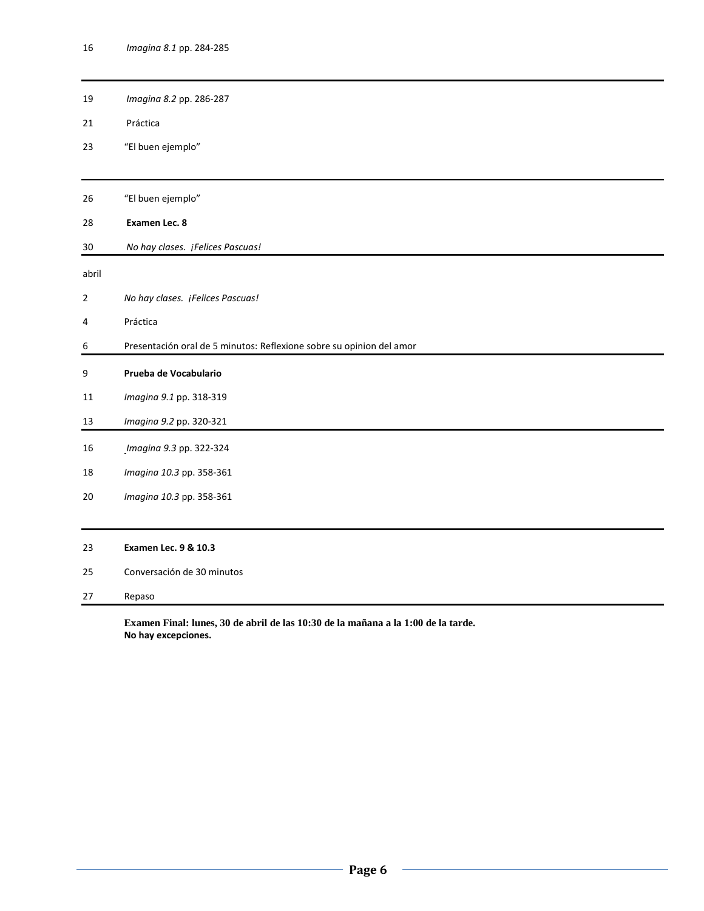| | |
|---|---|
| 16 | *Imagina 8.1* pp. 284-285 |
| 19 | *Imagina 8.2* pp. 286-287 |
| 21 | Práctica |
| 23 | "El buen ejemplo" |
| 26 | "El buen ejemplo" |
| 28 | **Examen Lec. 8** |
| 30 | *No hay clases. ¡Felices Pascuas!* |
| abril | |
| 2 | *No hay clases. ¡Felices Pascuas!* |
| 4 | Práctica |
| 6 | Presentación oral de 5 minutos: Reflexione sobre su opinion del amor |
| 9 | **Prueba de Vocabulario** |
| 11 | *Imagina 9.1* pp. 318-319 |
| 13 | *Imagina 9.2* pp. 320-321 |
| 16 | *Imagina 9.3* pp. 322-324 |
| 18 | *Imagina 10.3* pp. 358-361 |
| 20 | *Imagina 10.3* pp. 358-361 |
| 23 | **Examen Lec. 9 & 10.3** |
| 25 | Conversación de 30 minutos |
| 27 | Repaso |

**Examen Final: lunes, 30 de abril de las 10:30 de la mañana a la 1:00 de la tarde.**
**No hay excepciones.**